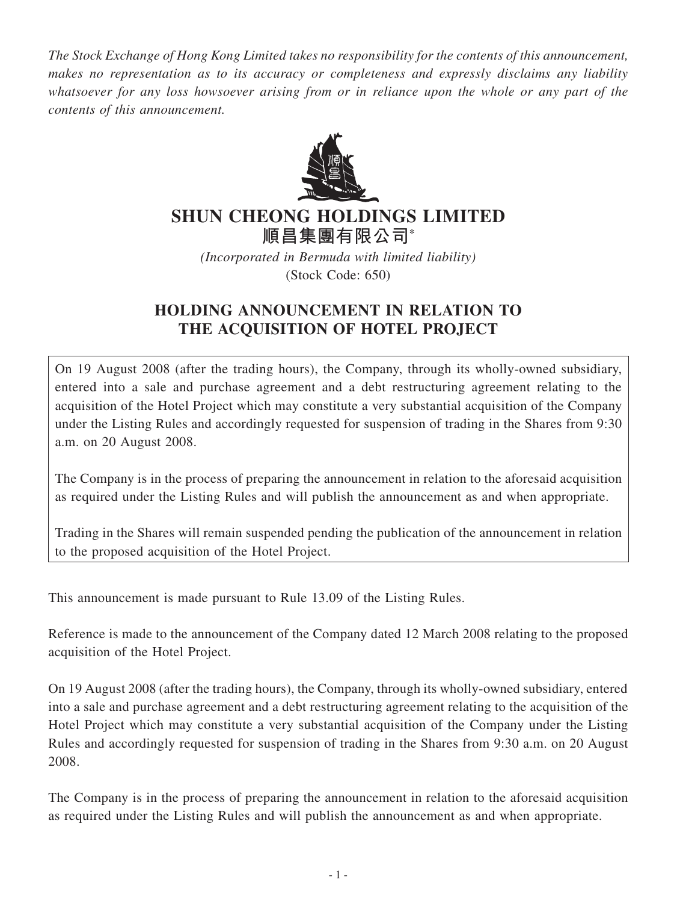*The Stock Exchange of Hong Kong Limited takes no responsibility for the contents of this announcement, makes no representation as to its accuracy or completeness and expressly disclaims any liability whatsoever for any loss howsoever arising from or in reliance upon the whole or any part of the contents of this announcement.*

# SHUN CHEONG HOLDINGS LIMITED
# 順昌集團有限公司*

*(Incorporated in Bermuda with limited liability)*
(Stock Code: 650)

## HOLDING ANNOUNCEMENT IN RELATION TO THE ACQUISITION OF HOTEL PROJECT

On 19 August 2008 (after the trading hours), the Company, through its wholly-owned subsidiary, entered into a sale and purchase agreement and a debt restructuring agreement relating to the acquisition of the Hotel Project which may constitute a very substantial acquisition of the Company under the Listing Rules and accordingly requested for suspension of trading in the Shares from 9:30 a.m. on 20 August 2008.

The Company is in the process of preparing the announcement in relation to the aforesaid acquisition as required under the Listing Rules and will publish the announcement as and when appropriate.

Trading in the Shares will remain suspended pending the publication of the announcement in relation to the proposed acquisition of the Hotel Project.

This announcement is made pursuant to Rule 13.09 of the Listing Rules.

Reference is made to the announcement of the Company dated 12 March 2008 relating to the proposed acquisition of the Hotel Project.

On 19 August 2008 (after the trading hours), the Company, through its wholly-owned subsidiary, entered into a sale and purchase agreement and a debt restructuring agreement relating to the acquisition of the Hotel Project which may constitute a very substantial acquisition of the Company under the Listing Rules and accordingly requested for suspension of trading in the Shares from 9:30 a.m. on 20 August 2008.

The Company is in the process of preparing the announcement in relation to the aforesaid acquisition as required under the Listing Rules and will publish the announcement as and when appropriate.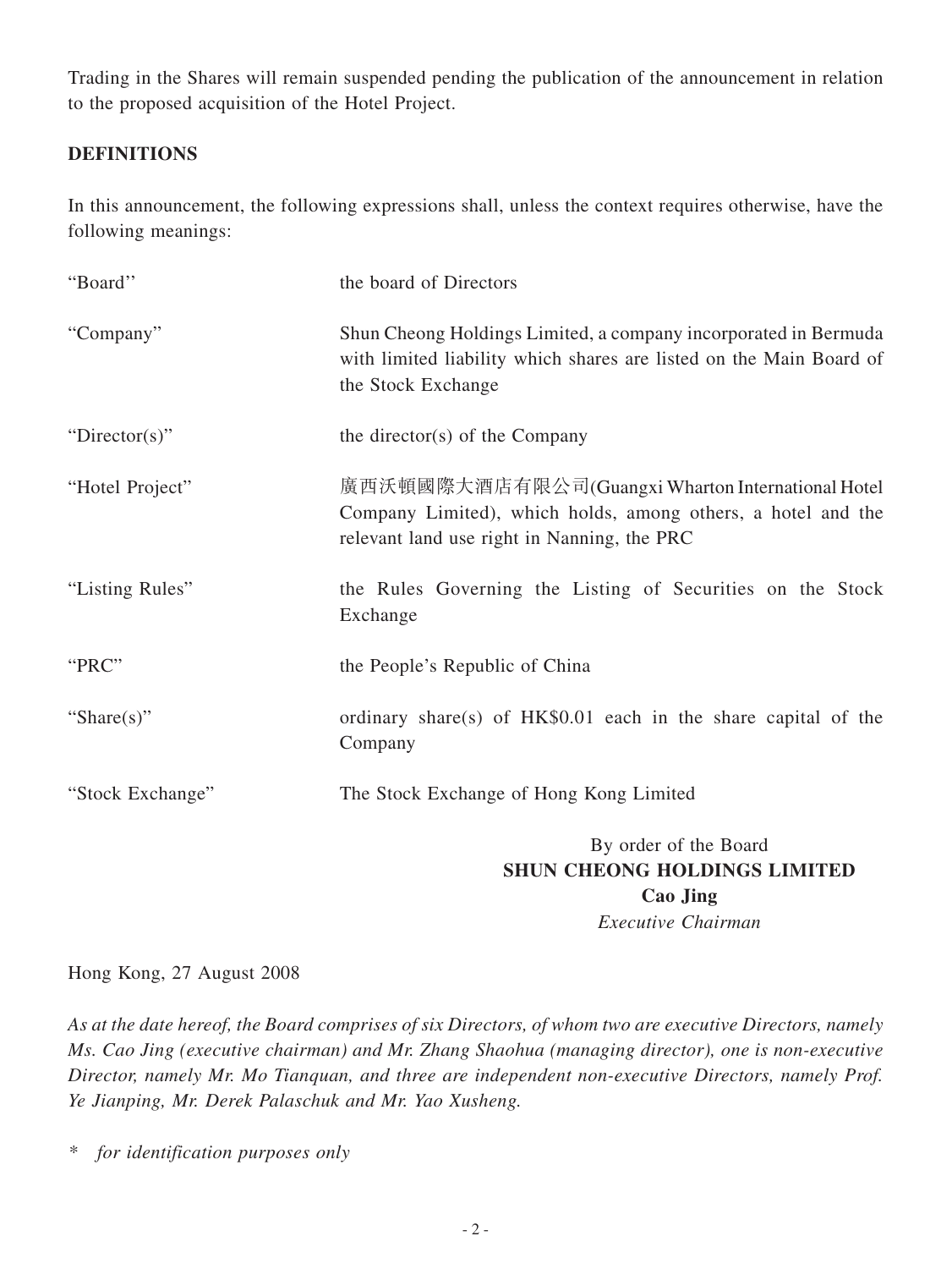Trading in the Shares will remain suspended pending the publication of the announcement in relation to the proposed acquisition of the Hotel Project.

**DEFINITIONS**

In this announcement, the following expressions shall, unless the context requires otherwise, have the following meanings:

| | |
|---|---|
| "Board'' | the board of Directors |
| "Company" | Shun Cheong Holdings Limited, a company incorporated in Bermuda with limited liability which shares are listed on the Main Board of the Stock Exchange |
| "Director(s)" | the director(s) of the Company |
| "Hotel Project" | 廣西沃頓國際大酒店有限公司(Guangxi Wharton International Hotel Company Limited), which holds, among others, a hotel and the relevant land use right in Nanning, the PRC |
| "Listing Rules" | the Rules Governing the Listing of Securities on the Stock Exchange |
| "PRC" | the People's Republic of China |
| "Share(s)" | ordinary share(s) of HK$0.01 each in the share capital of the Company |
| "Stock Exchange" | The Stock Exchange of Hong Kong Limited |

By order of the Board
**SHUN CHEONG HOLDINGS LIMITED**
**Cao Jing**
*Executive Chairman*

Hong Kong, 27 August 2008

*As at the date hereof, the Board comprises of six Directors, of whom two are executive Directors, namely Ms. Cao Jing (executive chairman) and Mr. Zhang Shaohua (managing director), one is non-executive Director, namely Mr. Mo Tianquan, and three are independent non-executive Directors, namely Prof. Ye Jianping, Mr. Derek Palaschuk and Mr. Yao Xusheng.*

\* *for identification purposes only*